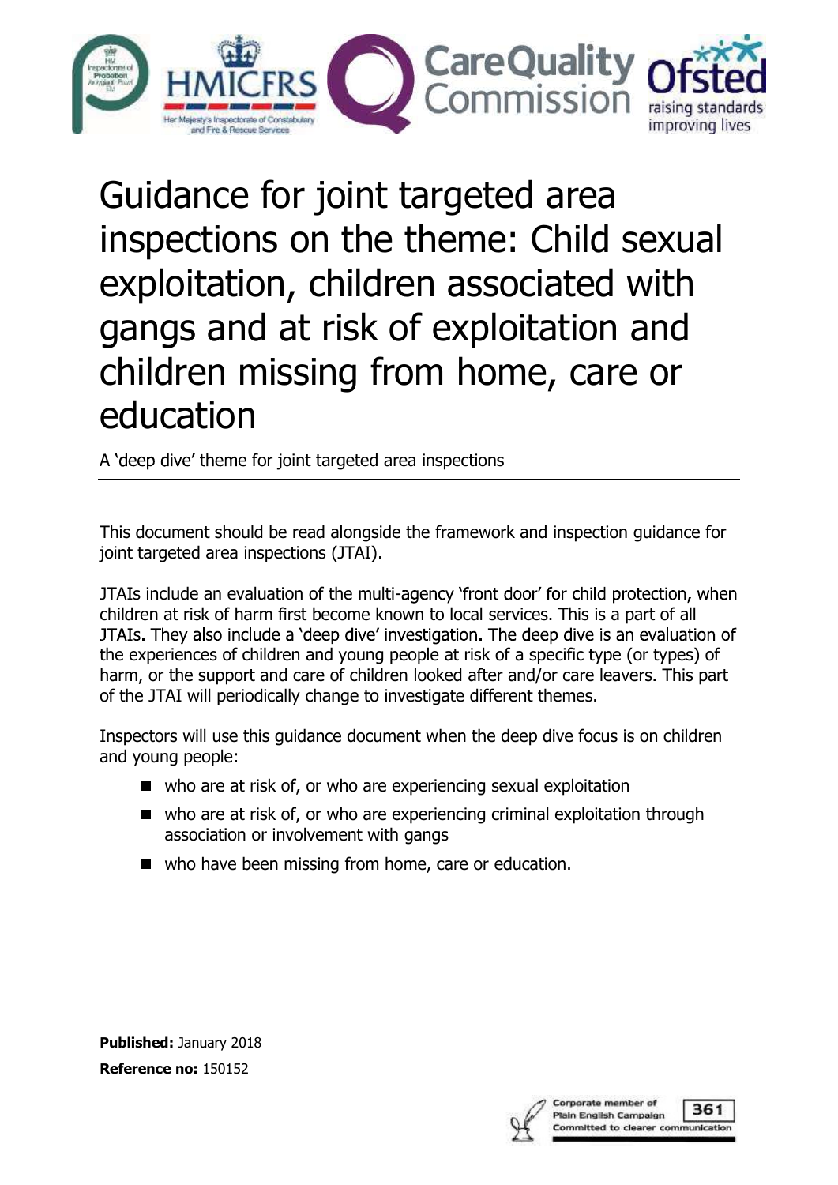# Guidance for joint targeted area inspections on the theme: Child sexual exploitation, children associated with gangs and at risk of exploitation and children missing from home, care or education

A 'deep dive' theme for joint targeted area inspections

This document should be read alongside the framework and inspection guidance for joint targeted area inspections (JTAI).

JTAIs include an evaluation of the multi-agency 'front door' for child protection, when children at risk of harm first become known to local services. This is a part of all JTAIs. They also include a 'deep dive' investigation. The deep dive is an evaluation of the experiences of children and young people at risk of a specific type (or types) of harm, or the support and care of children looked after and/or care leavers. This part of the JTAI will periodically change to investigate different themes.

Inspectors will use this guidance document when the deep dive focus is on children and young people:

- who are at risk of, or who are experiencing sexual exploitation
- who are at risk of, or who are experiencing criminal exploitation through association or involvement with gangs
- who have been missing from home, care or education.

**Published:** January 2018

**Reference no:** 150152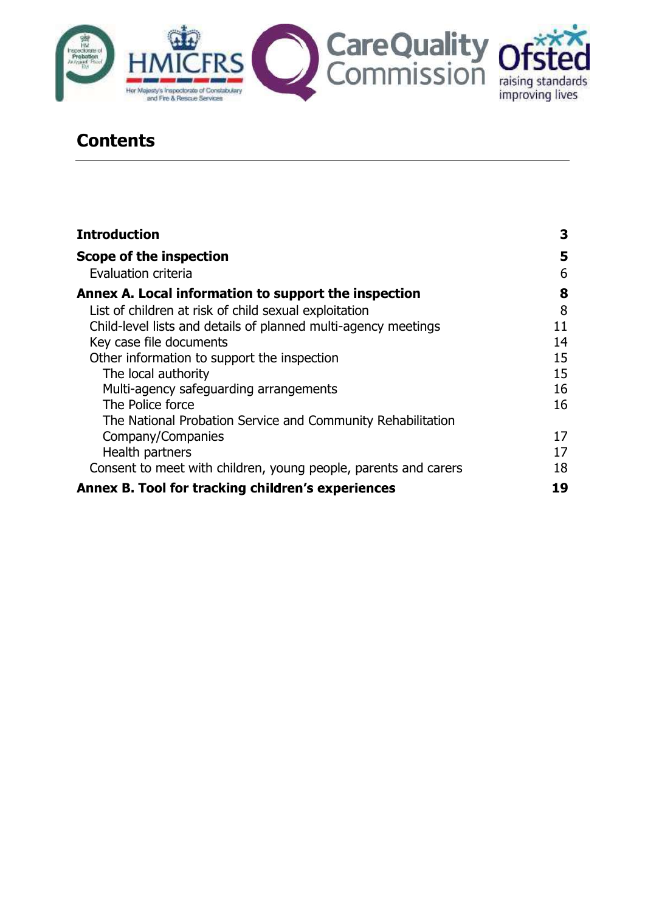# Contents

| | |
|---|---|
| **Introduction** | **3** |
| **Scope of the inspection** | **5** |
| Evaluation criteria | 6 |
| **Annex A. Local information to support the inspection** | **8** |
| List of children at risk of child sexual exploitation | 8 |
| Child-level lists and details of planned multi-agency meetings | 11 |
| Key case file documents | 14 |
| Other information to support the inspection | 15 |
| The local authority | 15 |
| Multi-agency safeguarding arrangements | 16 |
| The Police force | 16 |
| The National Probation Service and Community Rehabilitation Company/Companies | 17 |
| Health partners | 17 |
| Consent to meet with children, young people, parents and carers | 18 |
| **Annex B. Tool for tracking children's experiences** | **19** |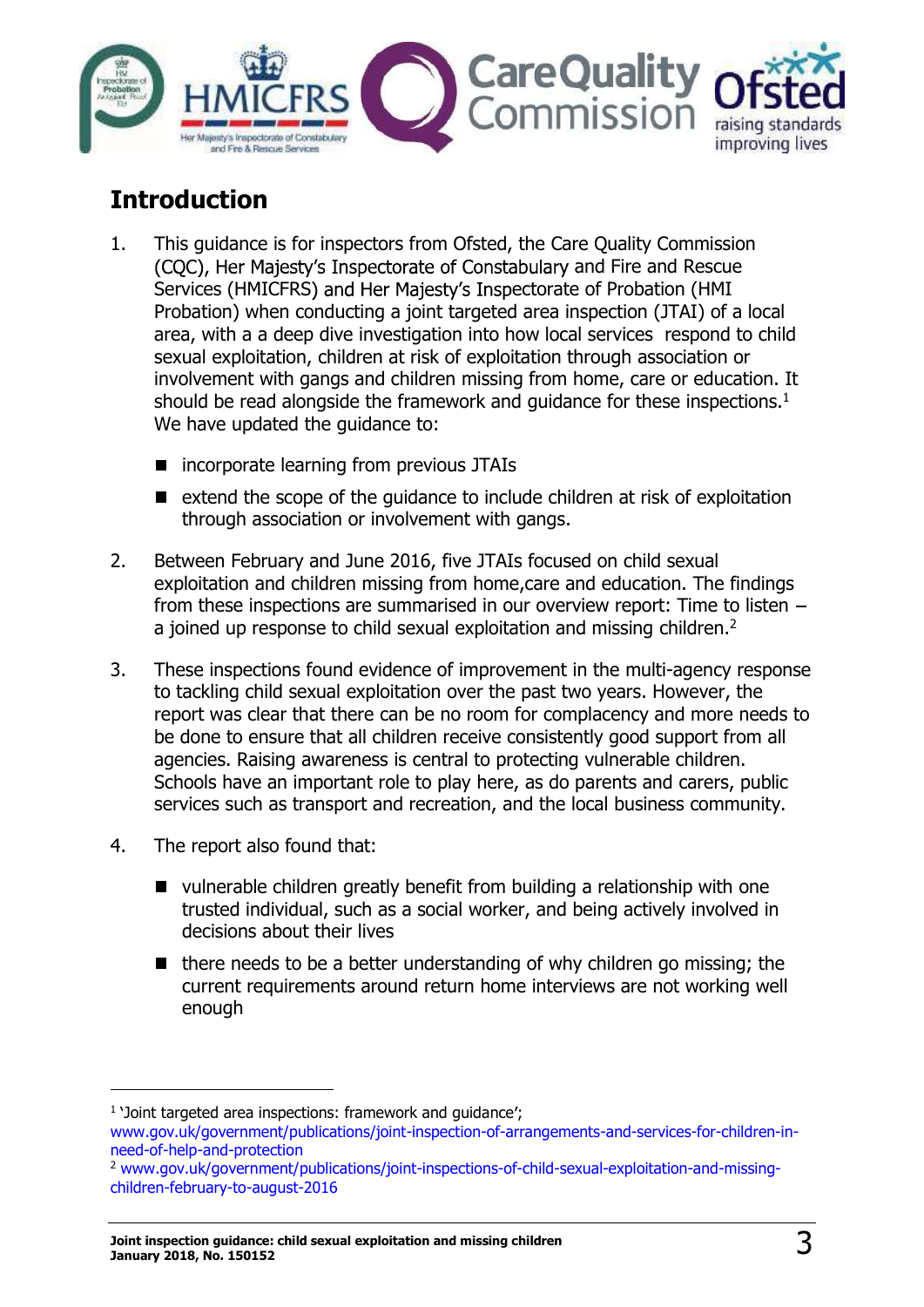## Introduction

1. This guidance is for inspectors from Ofsted, the Care Quality Commission (CQC), Her Majesty's Inspectorate of Constabulary and Fire and Rescue Services (HMICFRS) and Her Majesty's Inspectorate of Probation (HMI Probation) when conducting a joint targeted area inspection (JTAI) of a local area, with a a deep dive investigation into how local services respond to child sexual exploitation, children at risk of exploitation through association or involvement with gangs and children missing from home, care or education. It should be read alongside the framework and guidance for these inspections.[1] We have updated the guidance to:

   - incorporate learning from previous JTAIs
   - extend the scope of the guidance to include children at risk of exploitation through association or involvement with gangs.

2. Between February and June 2016, five JTAIs focused on child sexual exploitation and children missing from home,care and education. The findings from these inspections are summarised in our overview report: Time to listen – a joined up response to child sexual exploitation and missing children.[2]

3. These inspections found evidence of improvement in the multi-agency response to tackling child sexual exploitation over the past two years. However, the report was clear that there can be no room for complacency and more needs to be done to ensure that all children receive consistently good support from all agencies. Raising awareness is central to protecting vulnerable children. Schools have an important role to play here, as do parents and carers, public services such as transport and recreation, and the local business community.

4. The report also found that:

   - vulnerable children greatly benefit from building a relationship with one trusted individual, such as a social worker, and being actively involved in decisions about their lives
   - there needs to be a better understanding of why children go missing; the current requirements around return home interviews are not working well enough

---

[1] 'Joint targeted area inspections: framework and guidance'; www.gov.uk/government/publications/joint-inspection-of-arrangements-and-services-for-children-in-need-of-help-and-protection

[2] www.gov.uk/government/publications/joint-inspections-of-child-sexual-exploitation-and-missing-children-february-to-august-2016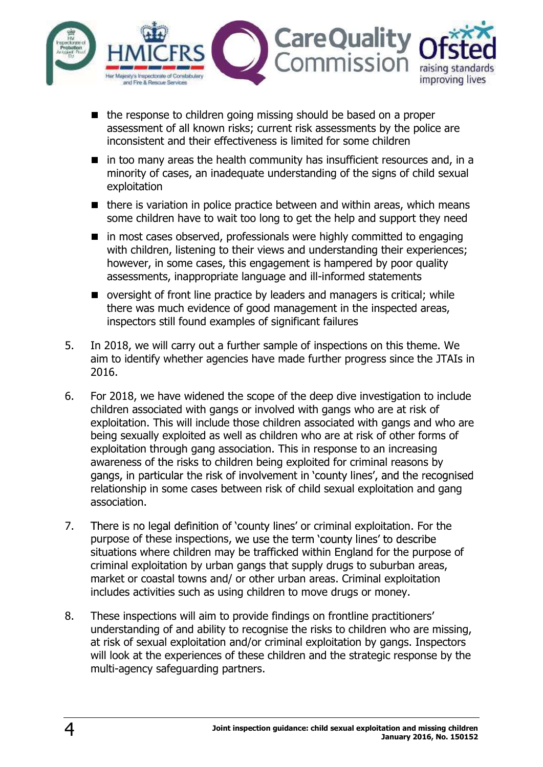- the response to children going missing should be based on a proper assessment of all known risks; current risk assessments by the police are inconsistent and their effectiveness is limited for some children
- in too many areas the health community has insufficient resources and, in a minority of cases, an inadequate understanding of the signs of child sexual exploitation
- there is variation in police practice between and within areas, which means some children have to wait too long to get the help and support they need
- in most cases observed, professionals were highly committed to engaging with children, listening to their views and understanding their experiences; however, in some cases, this engagement is hampered by poor quality assessments, inappropriate language and ill-informed statements
- oversight of front line practice by leaders and managers is critical; while there was much evidence of good management in the inspected areas, inspectors still found examples of significant failures

5. In 2018, we will carry out a further sample of inspections on this theme. We aim to identify whether agencies have made further progress since the JTAIs in 2016.

6. For 2018, we have widened the scope of the deep dive investigation to include children associated with gangs or involved with gangs who are at risk of exploitation. This will include those children associated with gangs and who are being sexually exploited as well as children who are at risk of other forms of exploitation through gang association. This in response to an increasing awareness of the risks to children being exploited for criminal reasons by gangs, in particular the risk of involvement in 'county lines', and the recognised relationship in some cases between risk of child sexual exploitation and gang association.

7. There is no legal definition of 'county lines' or criminal exploitation. For the purpose of these inspections, we use the term 'county lines' to describe situations where children may be trafficked within England for the purpose of criminal exploitation by urban gangs that supply drugs to suburban areas, market or coastal towns and/ or other urban areas. Criminal exploitation includes activities such as using children to move drugs or money.

8. These inspections will aim to provide findings on frontline practitioners' understanding of and ability to recognise the risks to children who are missing, at risk of sexual exploitation and/or criminal exploitation by gangs. Inspectors will look at the experiences of these children and the strategic response by the multi-agency safeguarding partners.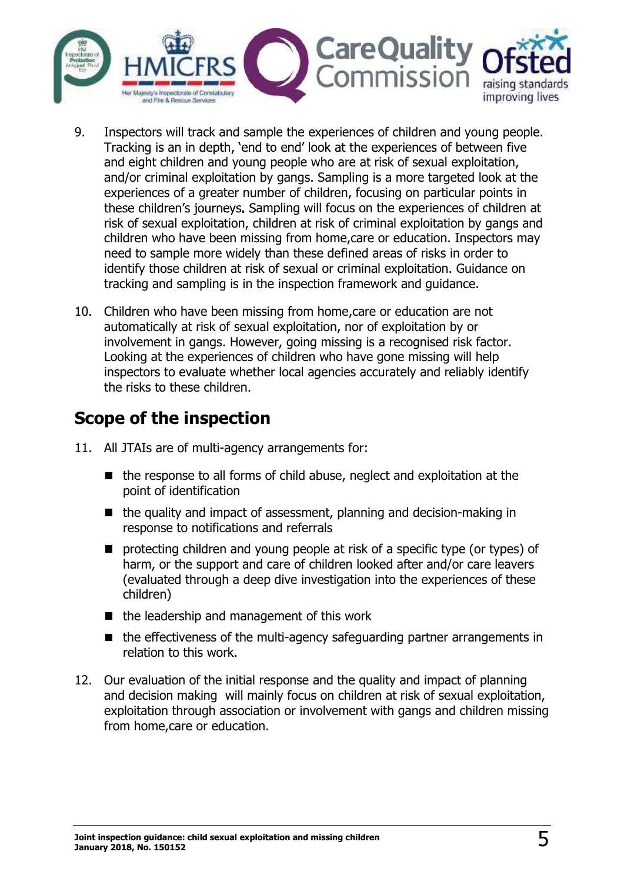9. Inspectors will track and sample the experiences of children and young people. Tracking is an in depth, 'end to end' look at the experiences of between five and eight children and young people who are at risk of sexual exploitation, and/or criminal exploitation by gangs. Sampling is a more targeted look at the experiences of a greater number of children, focusing on particular points in these children's journeys. Sampling will focus on the experiences of children at risk of sexual exploitation, children at risk of criminal exploitation by gangs and children who have been missing from home,care or education. Inspectors may need to sample more widely than these defined areas of risks in order to identify those children at risk of sexual or criminal exploitation. Guidance on tracking and sampling is in the inspection framework and guidance.

10. Children who have been missing from home,care or education are not automatically at risk of sexual exploitation, nor of exploitation by or involvement in gangs. However, going missing is a recognised risk factor. Looking at the experiences of children who have gone missing will help inspectors to evaluate whether local agencies accurately and reliably identify the risks to these children.

## Scope of the inspection

11. All JTAIs are of multi-agency arrangements for:
    - the response to all forms of child abuse, neglect and exploitation at the point of identification
    - the quality and impact of assessment, planning and decision-making in response to notifications and referrals
    - protecting children and young people at risk of a specific type (or types) of harm, or the support and care of children looked after and/or care leavers (evaluated through a deep dive investigation into the experiences of these children)
    - the leadership and management of this work
    - the effectiveness of the multi-agency safeguarding partner arrangements in relation to this work.

12. Our evaluation of the initial response and the quality and impact of planning and decision making will mainly focus on children at risk of sexual exploitation, exploitation through association or involvement with gangs and children missing from home,care or education.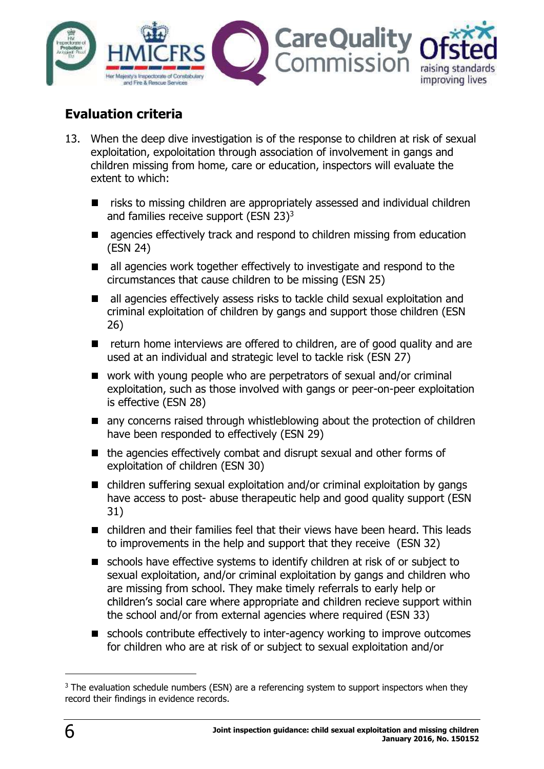## Evaluation criteria

13. When the deep dive investigation is of the response to children at risk of sexual exploitation, expoloitation through association of involvement in gangs and children missing from home, care or education, inspectors will evaluate the extent to which:

    - risks to missing children are appropriately assessed and individual children and families receive support (ESN 23)[3]
    - agencies effectively track and respond to children missing from education (ESN 24)
    - all agencies work together effectively to investigate and respond to the circumstances that cause children to be missing (ESN 25)
    - all agencies effectively assess risks to tackle child sexual exploitation and criminal exploitation of children by gangs and support those children (ESN 26)
    - return home interviews are offered to children, are of good quality and are used at an individual and strategic level to tackle risk (ESN 27)
    - work with young people who are perpetrators of sexual and/or criminal exploitation, such as those involved with gangs or peer-on-peer exploitation is effective (ESN 28)
    - any concerns raised through whistleblowing about the protection of children have been responded to effectively (ESN 29)
    - the agencies effectively combat and disrupt sexual and other forms of exploitation of children (ESN 30)
    - children suffering sexual exploitation and/or criminal exploitation by gangs have access to post- abuse therapeutic help and good quality support (ESN 31)
    - children and their families feel that their views have been heard. This leads to improvements in the help and support that they receive (ESN 32)
    - schools have effective systems to identify children at risk of or subject to sexual exploitation, and/or criminal exploitation by gangs and children who are missing from school. They make timely referrals to early help or children's social care where appropriate and children recieve support within the school and/or from external agencies where required (ESN 33)
    - schools contribute effectively to inter-agency working to improve outcomes for children who are at risk of or subject to sexual exploitation and/or

[3] The evaluation schedule numbers (ESN) are a referencing system to support inspectors when they record their findings in evidence records.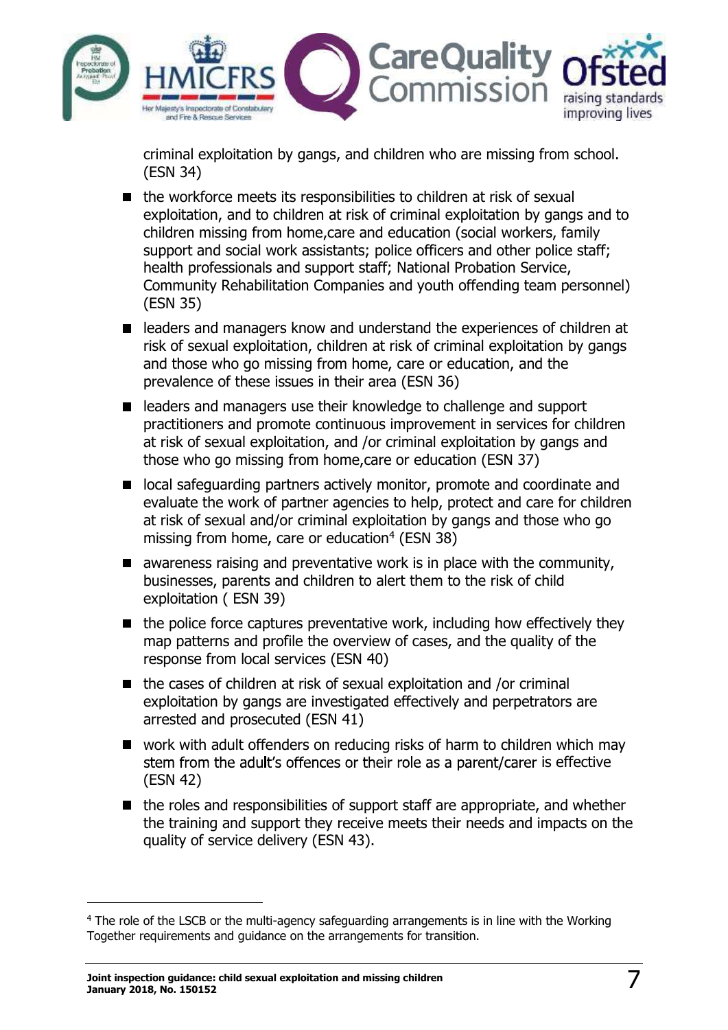criminal exploitation by gangs, and children who are missing from school. (ESN 34)

- the workforce meets its responsibilities to children at risk of sexual exploitation, and to children at risk of criminal exploitation by gangs and to children missing from home,care and education (social workers, family support and social work assistants; police officers and other police staff; health professionals and support staff; National Probation Service, Community Rehabilitation Companies and youth offending team personnel) (ESN 35)
- leaders and managers know and understand the experiences of children at risk of sexual exploitation, children at risk of criminal exploitation by gangs and those who go missing from home, care or education, and the prevalence of these issues in their area (ESN 36)
- leaders and managers use their knowledge to challenge and support practitioners and promote continuous improvement in services for children at risk of sexual exploitation, and /or criminal exploitation by gangs and those who go missing from home,care or education (ESN 37)
- local safeguarding partners actively monitor, promote and coordinate and evaluate the work of partner agencies to help, protect and care for children at risk of sexual and/or criminal exploitation by gangs and those who go missing from home, care or education[4] (ESN 38)
- awareness raising and preventative work is in place with the community, businesses, parents and children to alert them to the risk of child exploitation ( ESN 39)
- the police force captures preventative work, including how effectively they map patterns and profile the overview of cases, and the quality of the response from local services (ESN 40)
- the cases of children at risk of sexual exploitation and /or criminal exploitation by gangs are investigated effectively and perpetrators are arrested and prosecuted (ESN 41)
- work with adult offenders on reducing risks of harm to children which may stem from the adult's offences or their role as a parent/carer is effective (ESN 42)
- the roles and responsibilities of support staff are appropriate, and whether the training and support they receive meets their needs and impacts on the quality of service delivery (ESN 43).

[4] The role of the LSCB or the multi-agency safeguarding arrangements is in line with the Working Together requirements and guidance on the arrangements for transition.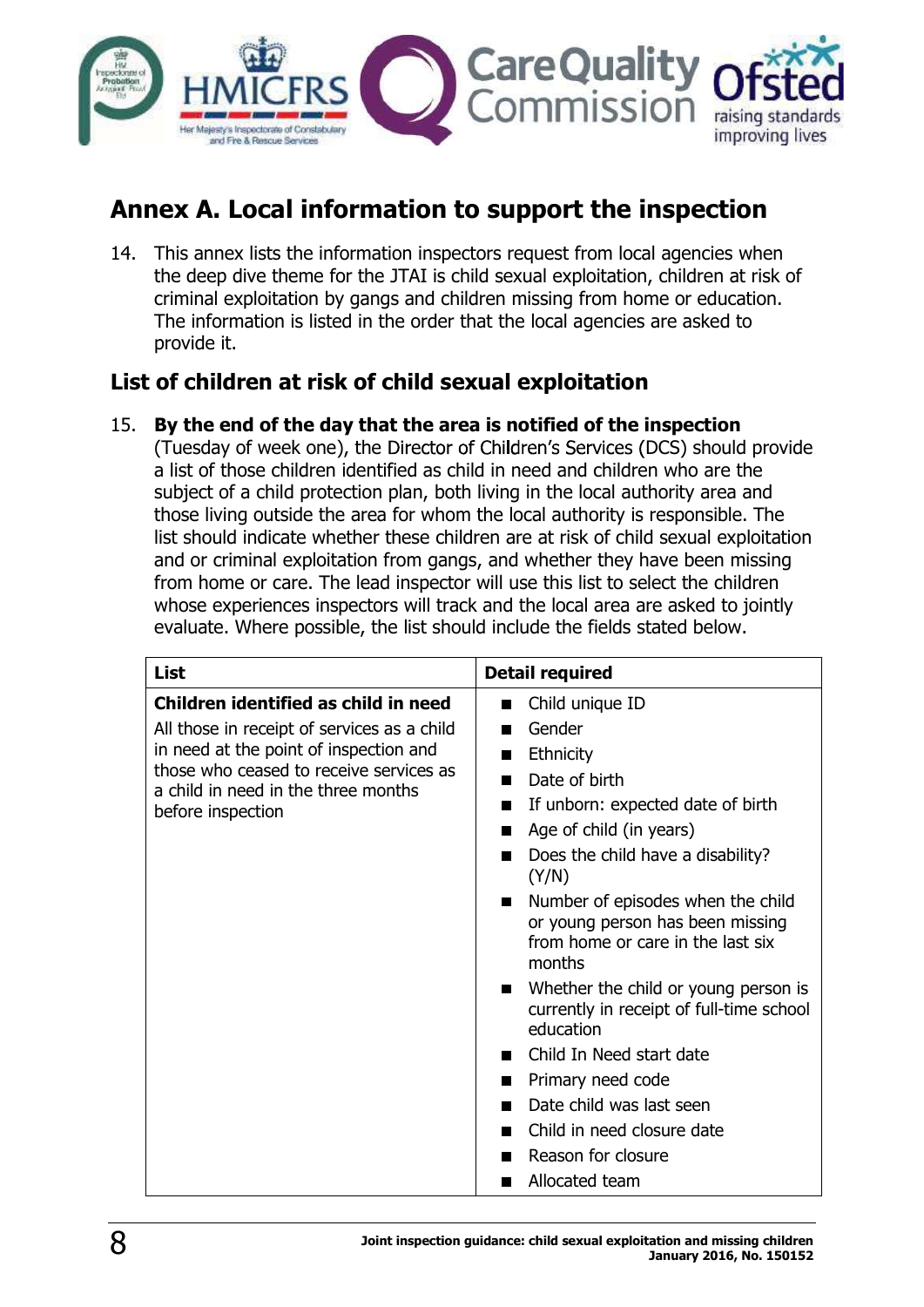## Annex A. Local information to support the inspection

14. This annex lists the information inspectors request from local agencies when the deep dive theme for the JTAI is child sexual exploitation, children at risk of criminal exploitation by gangs and children missing from home or education. The information is listed in the order that the local agencies are asked to provide it.

### List of children at risk of child sexual exploitation

15. **By the end of the day that the area is notified of the inspection** (Tuesday of week one), the Director of Children's Services (DCS) should provide a list of those children identified as child in need and children who are the subject of a child protection plan, both living in the local authority area and those living outside the area for whom the local authority is responsible. The list should indicate whether these children are at risk of child sexual exploitation and or criminal exploitation from gangs, and whether they have been missing from home or care. The lead inspector will use this list to select the children whose experiences inspectors will track and the local area are asked to jointly evaluate. Where possible, the list should include the fields stated below.

| List | Detail required |
|---|---|
| **Children identified as child in need**<br>All those in receipt of services as a child in need at the point of inspection and those who ceased to receive services as a child in need in the three months before inspection | ■ Child unique ID<br>■ Gender<br>■ Ethnicity<br>■ Date of birth<br>■ If unborn: expected date of birth<br>■ Age of child (in years)<br>■ Does the child have a disability? (Y/N)<br>■ Number of episodes when the child or young person has been missing from home or care in the last six months<br>■ Whether the child or young person is currently in receipt of full-time school education<br>■ Child In Need start date<br>■ Primary need code<br>■ Date child was last seen<br>■ Child in need closure date<br>■ Reason for closure<br>■ Allocated team |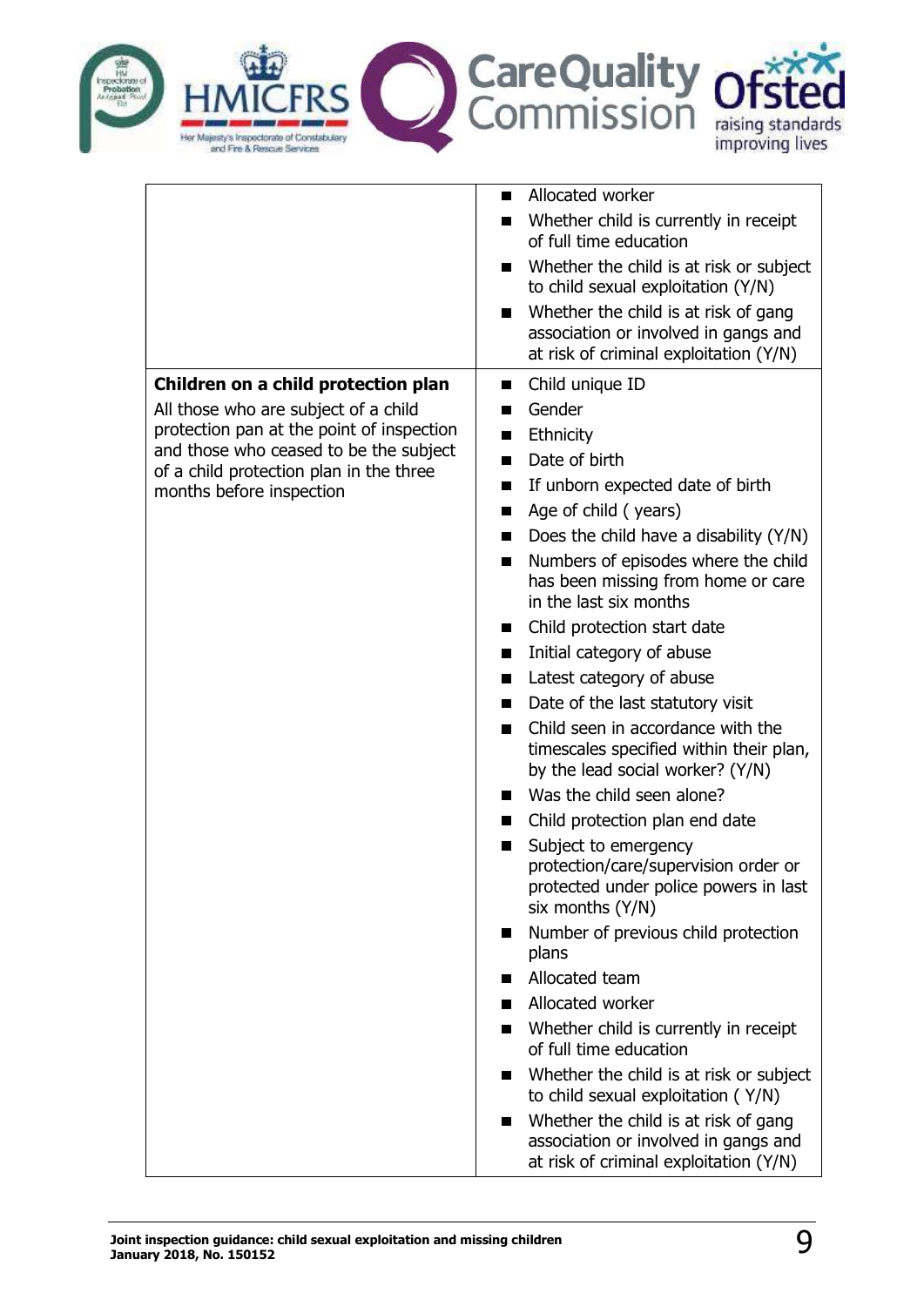| | |
|---|---|
| | ■ Allocated worker<br>■ Whether child is currently in receipt of full time education<br>■ Whether the child is at risk or subject to child sexual exploitation (Y/N)<br>■ Whether the child is at risk of gang association or involved in gangs and at risk of criminal exploitation (Y/N) |
| **Children on a child protection plan**<br>All those who are subject of a child protection pan at the point of inspection and those who ceased to be the subject of a child protection plan in the three months before inspection | ■ Child unique ID<br>■ Gender<br>■ Ethnicity<br>■ Date of birth<br>■ If unborn expected date of birth<br>■ Age of child ( years)<br>■ Does the child have a disability (Y/N)<br>■ Numbers of episodes where the child has been missing from home or care in the last six months<br>■ Child protection start date<br>■ Initial category of abuse<br>■ Latest category of abuse<br>■ Date of the last statutory visit<br>■ Child seen in accordance with the timescales specified within their plan, by the lead social worker? (Y/N)<br>■ Was the child seen alone?<br>■ Child protection plan end date<br>■ Subject to emergency protection/care/supervision order or protected under police powers in last six months (Y/N)<br>■ Number of previous child protection plans<br>■ Allocated team<br>■ Allocated worker<br>■ Whether child is currently in receipt of full time education<br>■ Whether the child is at risk or subject to child sexual exploitation ( Y/N)<br>■ Whether the child is at risk of gang association or involved in gangs and at risk of criminal exploitation (Y/N) |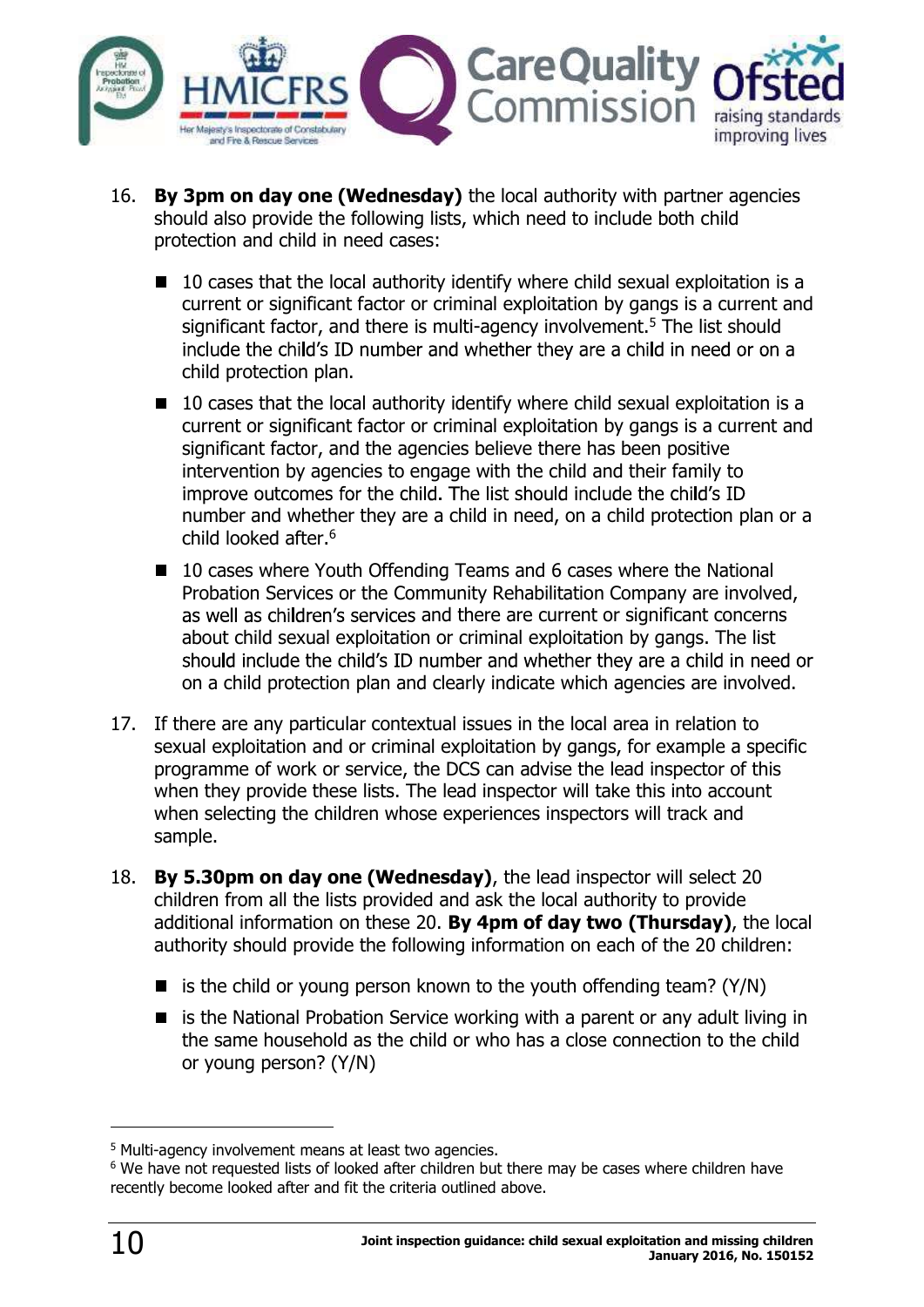16. **By 3pm on day one (Wednesday)** the local authority with partner agencies should also provide the following lists, which need to include both child protection and child in need cases:

    - 10 cases that the local authority identify where child sexual exploitation is a current or significant factor or criminal exploitation by gangs is a current and significant factor, and there is multi-agency involvement.[5] The list should include the child's ID number and whether they are a child in need or on a child protection plan.
    - 10 cases that the local authority identify where child sexual exploitation is a current or significant factor or criminal exploitation by gangs is a current and significant factor, and the agencies believe there has been positive intervention by agencies to engage with the child and their family to improve outcomes for the child. The list should include the child's ID number and whether they are a child in need, on a child protection plan or a child looked after.[6]
    - 10 cases where Youth Offending Teams and 6 cases where the National Probation Services or the Community Rehabilitation Company are involved, as well as children's services and there are current or significant concerns about child sexual exploitation or criminal exploitation by gangs. The list should include the child's ID number and whether they are a child in need or on a child protection plan and clearly indicate which agencies are involved.

17. If there are any particular contextual issues in the local area in relation to sexual exploitation and or criminal exploitation by gangs, for example a specific programme of work or service, the DCS can advise the lead inspector of this when they provide these lists. The lead inspector will take this into account when selecting the children whose experiences inspectors will track and sample.

18. **By 5.30pm on day one (Wednesday)**, the lead inspector will select 20 children from all the lists provided and ask the local authority to provide additional information on these 20. **By 4pm of day two (Thursday)**, the local authority should provide the following information on each of the 20 children:

    - is the child or young person known to the youth offending team? (Y/N)
    - is the National Probation Service working with a parent or any adult living in the same household as the child or who has a close connection to the child or young person? (Y/N)

---

[5] Multi-agency involvement means at least two agencies.

[6] We have not requested lists of looked after children but there may be cases where children have recently become looked after and fit the criteria outlined above.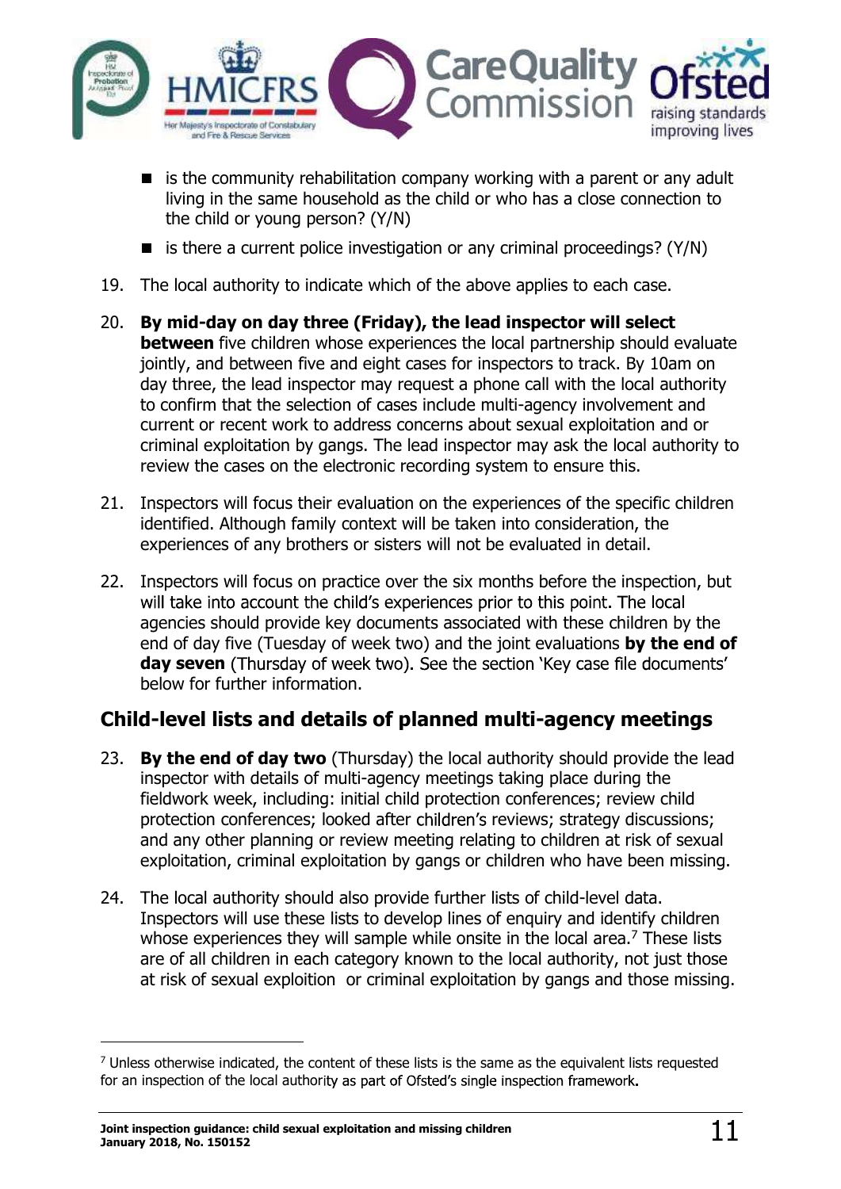- is the community rehabilitation company working with a parent or any adult living in the same household as the child or who has a close connection to the child or young person? (Y/N)
- is there a current police investigation or any criminal proceedings? (Y/N)

19. The local authority to indicate which of the above applies to each case.

20. **By mid-day on day three (Friday), the lead inspector will select between** five children whose experiences the local partnership should evaluate jointly, and between five and eight cases for inspectors to track. By 10am on day three, the lead inspector may request a phone call with the local authority to confirm that the selection of cases include multi-agency involvement and current or recent work to address concerns about sexual exploitation and or criminal exploitation by gangs. The lead inspector may ask the local authority to review the cases on the electronic recording system to ensure this.

21. Inspectors will focus their evaluation on the experiences of the specific children identified. Although family context will be taken into consideration, the experiences of any brothers or sisters will not be evaluated in detail.

22. Inspectors will focus on practice over the six months before the inspection, but will take into account the child's experiences prior to this point. The local agencies should provide key documents associated with these children by the end of day five (Tuesday of week two) and the joint evaluations **by the end of day seven** (Thursday of week two). See the section 'Key case file documents' below for further information.

## Child-level lists and details of planned multi-agency meetings

23. **By the end of day two** (Thursday) the local authority should provide the lead inspector with details of multi-agency meetings taking place during the fieldwork week, including: initial child protection conferences; review child protection conferences; looked after children's reviews; strategy discussions; and any other planning or review meeting relating to children at risk of sexual exploitation, criminal exploitation by gangs or children who have been missing.

24. The local authority should also provide further lists of child-level data. Inspectors will use these lists to develop lines of enquiry and identify children whose experiences they will sample while onsite in the local area.[7] These lists are of all children in each category known to the local authority, not just those at risk of sexual exploition or criminal exploitation by gangs and those missing.

[7] Unless otherwise indicated, the content of these lists is the same as the equivalent lists requested for an inspection of the local authority as part of Ofsted's single inspection framework.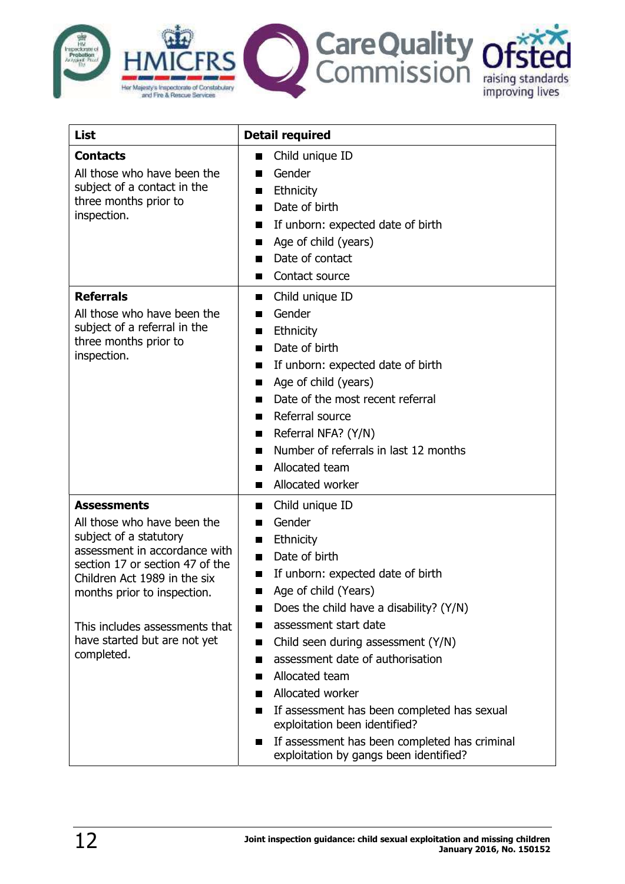| List | Detail required |
|---|---|
| **Contacts**<br>All those who have been the subject of a contact in the three months prior to inspection. | ■ Child unique ID<br>■ Gender<br>■ Ethnicity<br>■ Date of birth<br>■ If unborn: expected date of birth<br>■ Age of child (years)<br>■ Date of contact<br>■ Contact source |
| **Referrals**<br>All those who have been the subject of a referral in the three months prior to inspection. | ■ Child unique ID<br>■ Gender<br>■ Ethnicity<br>■ Date of birth<br>■ If unborn: expected date of birth<br>■ Age of child (years)<br>■ Date of the most recent referral<br>■ Referral source<br>■ Referral NFA? (Y/N)<br>■ Number of referrals in last 12 months<br>■ Allocated team<br>■ Allocated worker |
| **Assessments**<br>All those who have been the subject of a statutory assessment in accordance with section 17 or section 47 of the Children Act 1989 in the six months prior to inspection.<br><br>This includes assessments that have started but are not yet completed. | ■ Child unique ID<br>■ Gender<br>■ Ethnicity<br>■ Date of birth<br>■ If unborn: expected date of birth<br>■ Age of child (Years)<br>■ Does the child have a disability? (Y/N)<br>■ assessment start date<br>■ Child seen during assessment (Y/N)<br>■ assessment date of authorisation<br>■ Allocated team<br>■ Allocated worker<br>■ If assessment has been completed has sexual exploitation been identified?<br>■ If assessment has been completed has criminal exploitation by gangs been identified? |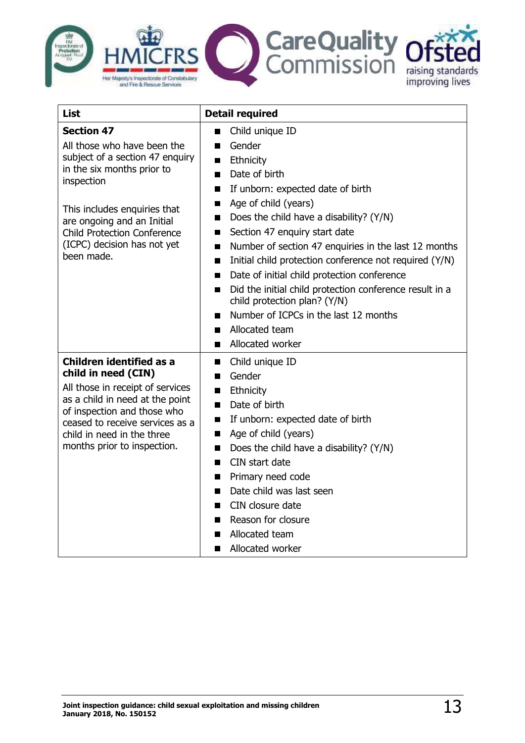| List | Detail required |
| --- | --- |
| **Section 47**<br>All those who have been the subject of a section 47 enquiry in the six months prior to inspection<br><br>This includes enquiries that are ongoing and an Initial Child Protection Conference (ICPC) decision has not yet been made. | ■ Child unique ID<br>■ Gender<br>■ Ethnicity<br>■ Date of birth<br>■ If unborn: expected date of birth<br>■ Age of child (years)<br>■ Does the child have a disability? (Y/N)<br>■ Section 47 enquiry start date<br>■ Number of section 47 enquiries in the last 12 months<br>■ Initial child protection conference not required (Y/N)<br>■ Date of initial child protection conference<br>■ Did the initial child protection conference result in a child protection plan? (Y/N)<br>■ Number of ICPCs in the last 12 months<br>■ Allocated team<br>■ Allocated worker |
| **Children identified as a child in need (CIN)**<br>All those in receipt of services as a child in need at the point of inspection and those who ceased to receive services as a child in need in the three months prior to inspection. | ■ Child unique ID<br>■ Gender<br>■ Ethnicity<br>■ Date of birth<br>■ If unborn: expected date of birth<br>■ Age of child (years)<br>■ Does the child have a disability? (Y/N)<br>■ CIN start date<br>■ Primary need code<br>■ Date child was last seen<br>■ CIN closure date<br>■ Reason for closure<br>■ Allocated team<br>■ Allocated worker |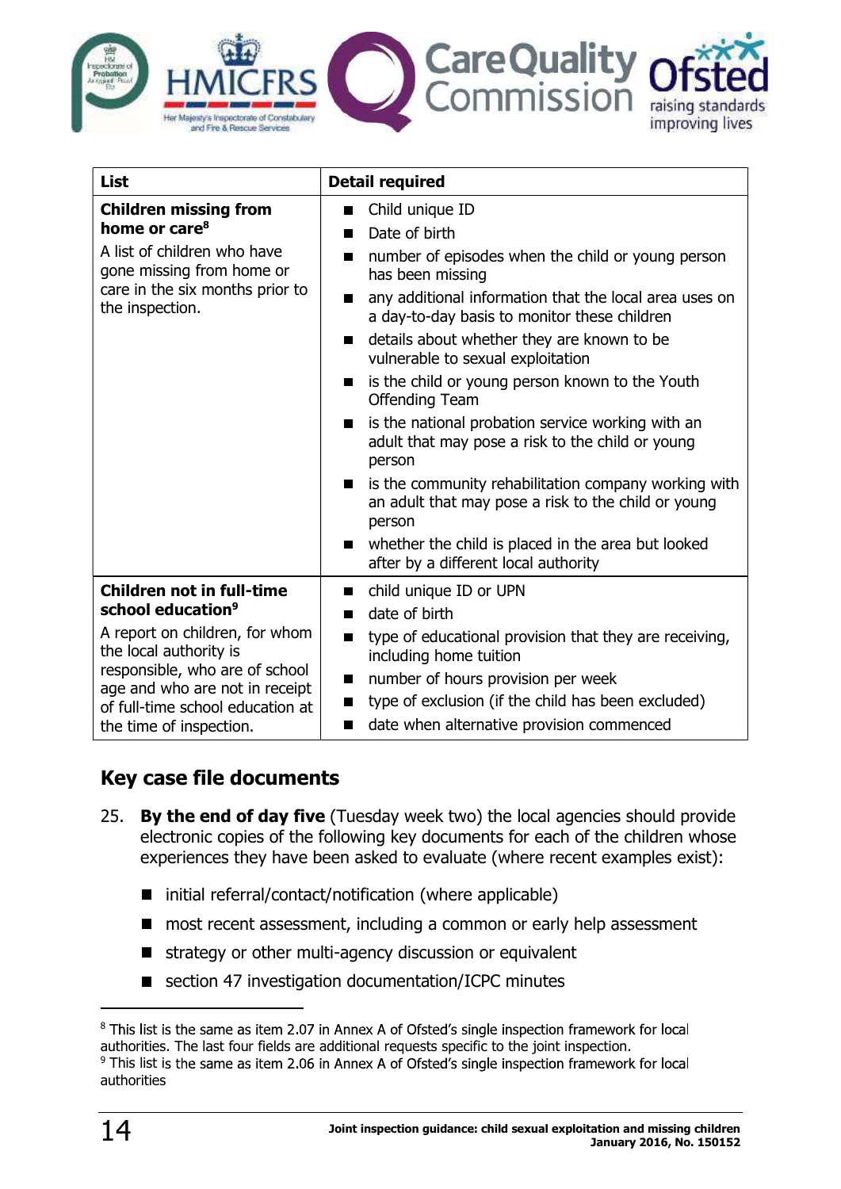| List | Detail required |
|---|---|
| **Children missing from home or care**[8]<br>A list of children who have gone missing from home or care in the six months prior to the inspection. | ■ Child unique ID<br>■ Date of birth<br>■ number of episodes when the child or young person has been missing<br>■ any additional information that the local area uses on a day-to-day basis to monitor these children<br>■ details about whether they are known to be vulnerable to sexual exploitation<br>■ is the child or young person known to the Youth Offending Team<br>■ is the national probation service working with an adult that may pose a risk to the child or young person<br>■ is the community rehabilitation company working with an adult that may pose a risk to the child or young person<br>■ whether the child is placed in the area but looked after by a different local authority |
| **Children not in full-time school education**[9]<br>A report on children, for whom the local authority is responsible, who are of school age and who are not in receipt of full-time school education at the time of inspection. | ■ child unique ID or UPN<br>■ date of birth<br>■ type of educational provision that they are receiving, including home tuition<br>■ number of hours provision per week<br>■ type of exclusion (if the child has been excluded)<br>■ date when alternative provision commenced |

## Key case file documents

25. **By the end of day five** (Tuesday week two) the local agencies should provide electronic copies of the following key documents for each of the children whose experiences they have been asked to evaluate (where recent examples exist):

- initial referral/contact/notification (where applicable)
- most recent assessment, including a common or early help assessment
- strategy or other multi-agency discussion or equivalent
- section 47 investigation documentation/ICPC minutes

---

[8] This list is the same as item 2.07 in Annex A of Ofsted's single inspection framework for local authorities. The last four fields are additional requests specific to the joint inspection.

[9] This list is the same as item 2.06 in Annex A of Ofsted's single inspection framework for local authorities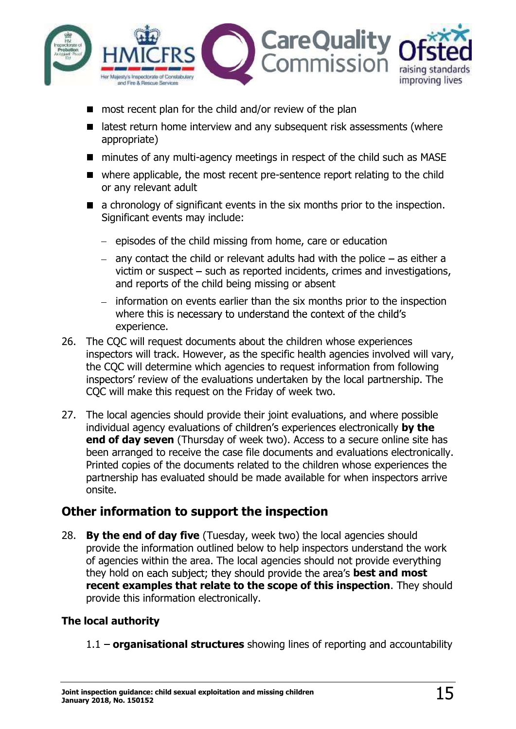- most recent plan for the child and/or review of the plan
- latest return home interview and any subsequent risk assessments (where appropriate)
- minutes of any multi-agency meetings in respect of the child such as MASE
- where applicable, the most recent pre-sentence report relating to the child or any relevant adult
- a chronology of significant events in the six months prior to the inspection. Significant events may include:
  - episodes of the child missing from home, care or education
  - any contact the child or relevant adults had with the police – as either a victim or suspect – such as reported incidents, crimes and investigations, and reports of the child being missing or absent
  - information on events earlier than the six months prior to the inspection where this is necessary to understand the context of the child's experience.

26. The CQC will request documents about the children whose experiences inspectors will track. However, as the specific health agencies involved will vary, the CQC will determine which agencies to request information from following inspectors' review of the evaluations undertaken by the local partnership. The CQC will make this request on the Friday of week two.

27. The local agencies should provide their joint evaluations, and where possible individual agency evaluations of children's experiences electronically **by the end of day seven** (Thursday of week two). Access to a secure online site has been arranged to receive the case file documents and evaluations electronically. Printed copies of the documents related to the children whose experiences the partnership has evaluated should be made available for when inspectors arrive onsite.

## Other information to support the inspection

28. **By the end of day five** (Tuesday, week two) the local agencies should provide the information outlined below to help inspectors understand the work of agencies within the area. The local agencies should not provide everything they hold on each subject; they should provide the area's **best and most recent examples that relate to the scope of this inspection**. They should provide this information electronically.

### The local authority

1.1 – **organisational structures** showing lines of reporting and accountability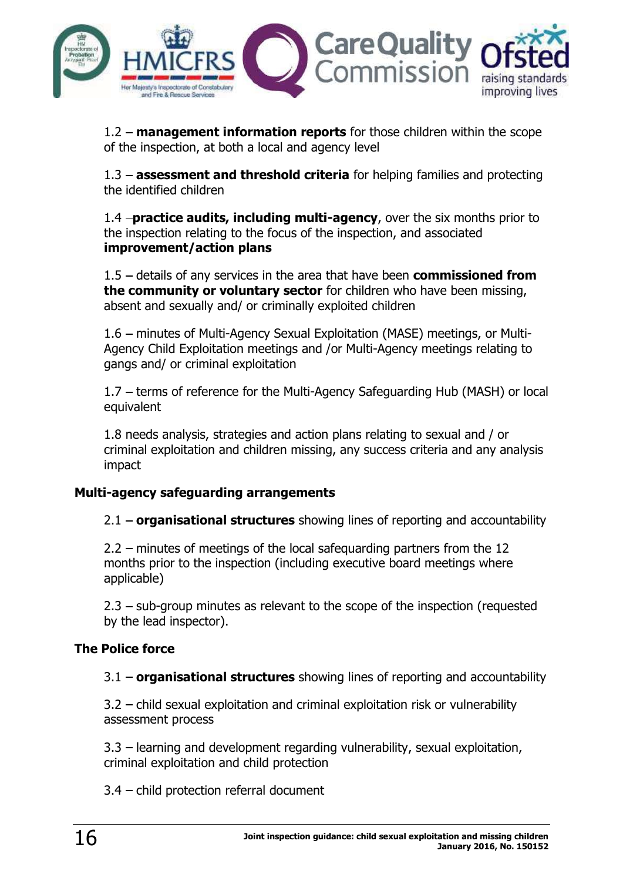1.2 – **management information reports** for those children within the scope of the inspection, at both a local and agency level

1.3 – **assessment and threshold criteria** for helping families and protecting the identified children

1.4 –**practice audits, including multi-agency**, over the six months prior to the inspection relating to the focus of the inspection, and associated **improvement/action plans**

1.5 – details of any services in the area that have been **commissioned from the community or voluntary sector** for children who have been missing, absent and sexually and/ or criminally exploited children

1.6 – minutes of Multi-Agency Sexual Exploitation (MASE) meetings, or Multi-Agency Child Exploitation meetings and /or Multi-Agency meetings relating to gangs and/ or criminal exploitation

1.7 – terms of reference for the Multi-Agency Safeguarding Hub (MASH) or local equivalent

1.8 needs analysis, strategies and action plans relating to sexual and / or criminal exploitation and children missing, any success criteria and any analysis impact

**Multi-agency safeguarding arrangements**

2.1 – **organisational structures** showing lines of reporting and accountability

2.2 – minutes of meetings of the local safeguarding partners from the 12 months prior to the inspection (including executive board meetings where applicable)

2.3 – sub-group minutes as relevant to the scope of the inspection (requested by the lead inspector).

**The Police force**

3.1 – **organisational structures** showing lines of reporting and accountability

3.2 – child sexual exploitation and criminal exploitation risk or vulnerability assessment process

3.3 – learning and development regarding vulnerability, sexual exploitation, criminal exploitation and child protection

3.4 – child protection referral document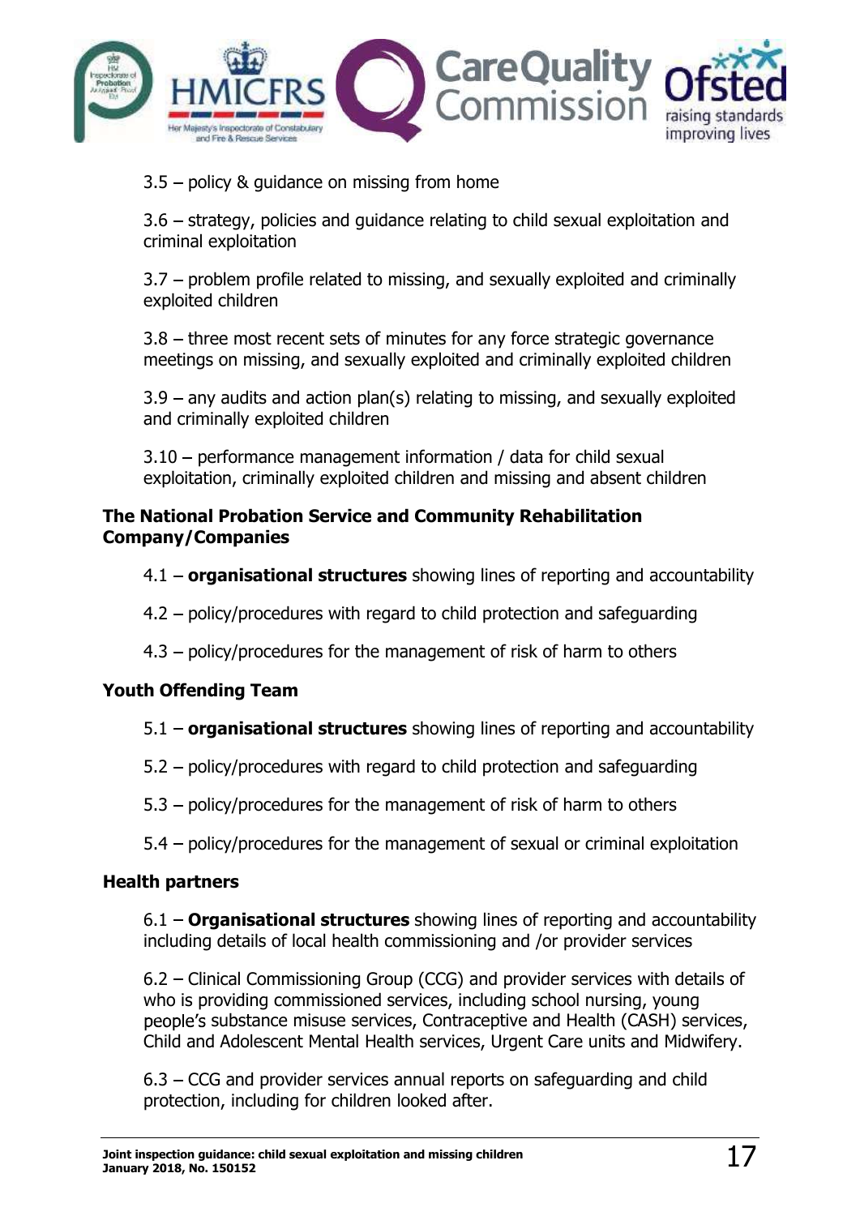3.5 – policy & guidance on missing from home

3.6 – strategy, policies and guidance relating to child sexual exploitation and criminal exploitation

3.7 – problem profile related to missing, and sexually exploited and criminally exploited children

3.8 – three most recent sets of minutes for any force strategic governance meetings on missing, and sexually exploited and criminally exploited children

3.9 – any audits and action plan(s) relating to missing, and sexually exploited and criminally exploited children

3.10 – performance management information / data for child sexual exploitation, criminally exploited children and missing and absent children

**The National Probation Service and Community Rehabilitation Company/Companies**

4.1 – **organisational structures** showing lines of reporting and accountability

4.2 – policy/procedures with regard to child protection and safeguarding

4.3 – policy/procedures for the management of risk of harm to others

**Youth Offending Team**

5.1 – **organisational structures** showing lines of reporting and accountability

5.2 – policy/procedures with regard to child protection and safeguarding

5.3 – policy/procedures for the management of risk of harm to others

5.4 – policy/procedures for the management of sexual or criminal exploitation

**Health partners**

6.1 – **Organisational structures** showing lines of reporting and accountability including details of local health commissioning and /or provider services

6.2 – Clinical Commissioning Group (CCG) and provider services with details of who is providing commissioned services, including school nursing, young people's substance misuse services, Contraceptive and Health (CASH) services, Child and Adolescent Mental Health services, Urgent Care units and Midwifery.

6.3 – CCG and provider services annual reports on safeguarding and child protection, including for children looked after.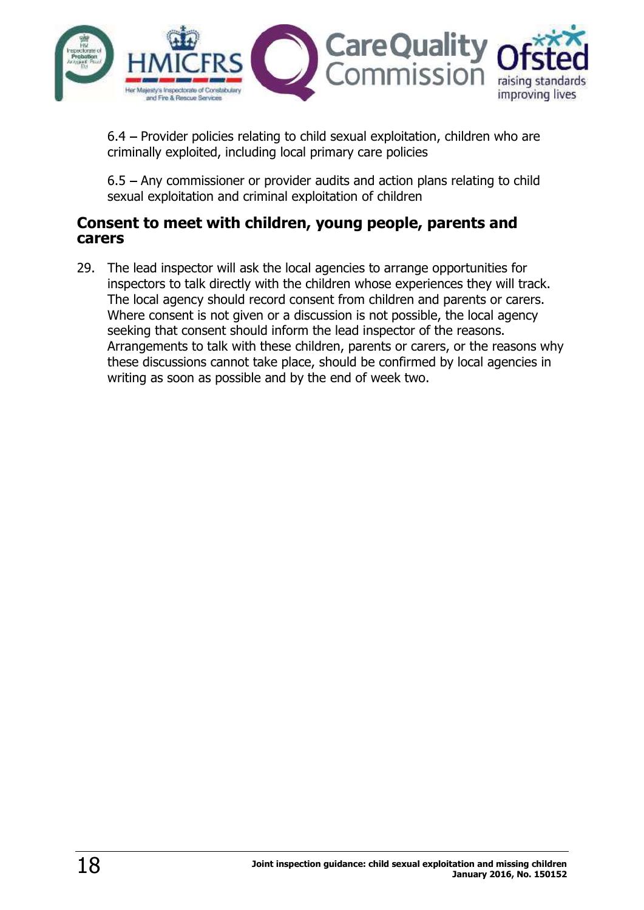6.4 – Provider policies relating to child sexual exploitation, children who are criminally exploited, including local primary care policies

6.5 – Any commissioner or provider audits and action plans relating to child sexual exploitation and criminal exploitation of children

## Consent to meet with children, young people, parents and carers

29. The lead inspector will ask the local agencies to arrange opportunities for inspectors to talk directly with the children whose experiences they will track. The local agency should record consent from children and parents or carers. Where consent is not given or a discussion is not possible, the local agency seeking that consent should inform the lead inspector of the reasons. Arrangements to talk with these children, parents or carers, or the reasons why these discussions cannot take place, should be confirmed by local agencies in writing as soon as possible and by the end of week two.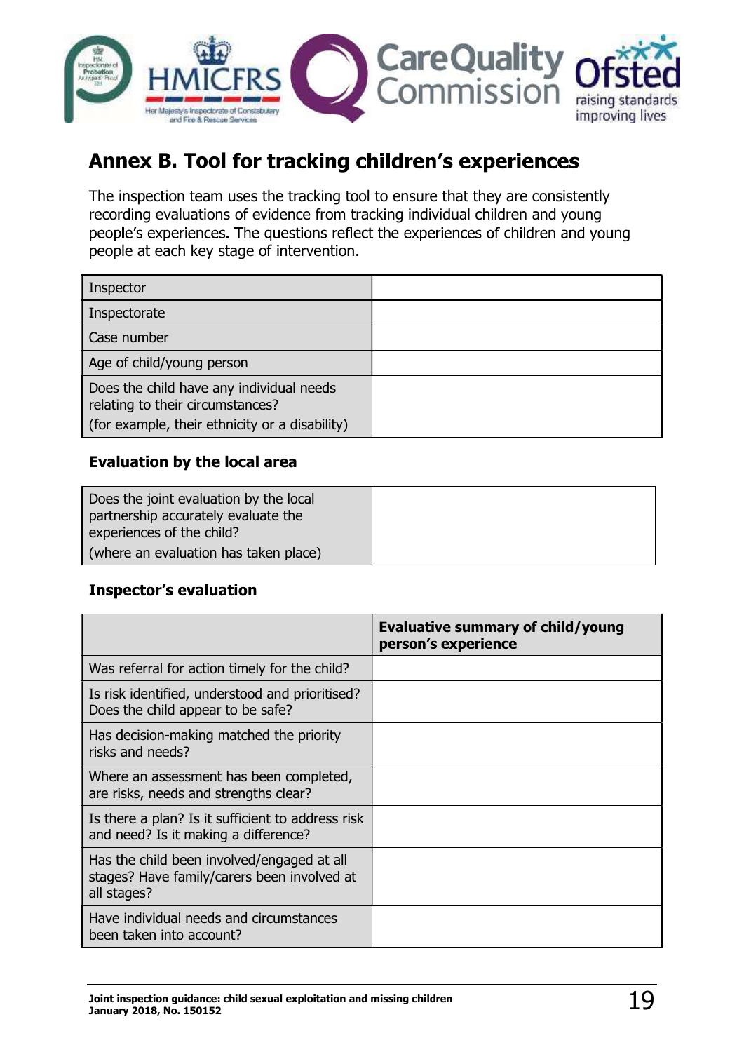## Annex B. Tool for tracking children's experiences

The inspection team uses the tracking tool to ensure that they are consistently recording evaluations of evidence from tracking individual children and young people's experiences. The questions reflect the experiences of children and young people at each key stage of intervention.

| | |
|---|---|
| Inspector | |
| Inspectorate | |
| Case number | |
| Age of child/young person | |
| Does the child have any individual needs relating to their circumstances?<br>(for example, their ethnicity or a disability) | |

### Evaluation by the local area

| | |
|---|---|
| Does the joint evaluation by the local partnership accurately evaluate the experiences of the child?<br>(where an evaluation has taken place) | |

### Inspector's evaluation

| | **Evaluative summary of child/young person's experience** |
|---|---|
| Was referral for action timely for the child? | |
| Is risk identified, understood and prioritised? Does the child appear to be safe? | |
| Has decision-making matched the priority risks and needs? | |
| Where an assessment has been completed, are risks, needs and strengths clear? | |
| Is there a plan? Is it sufficient to address risk and need? Is it making a difference? | |
| Has the child been involved/engaged at all stages? Have family/carers been involved at all stages? | |
| Have individual needs and circumstances been taken into account? | |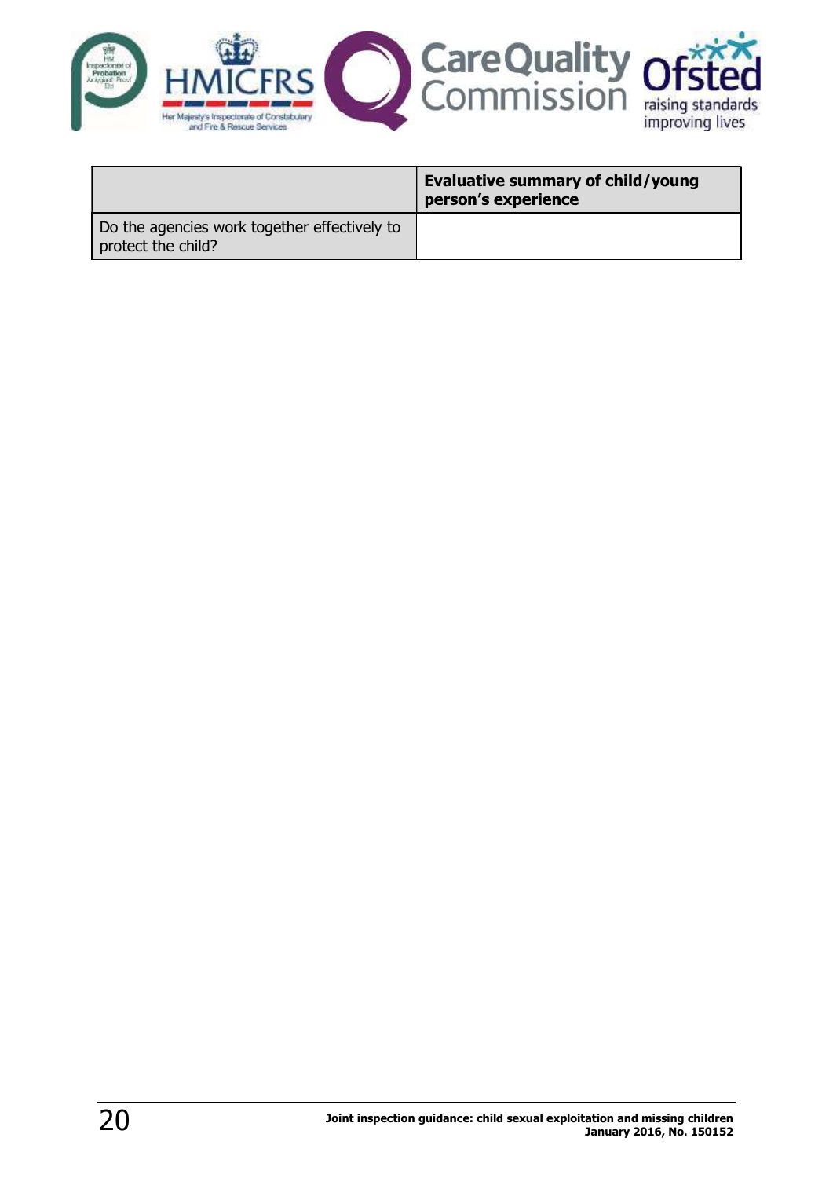| | Evaluative summary of child/young person's experience |
|---|---|
| Do the agencies work together effectively to protect the child? | |